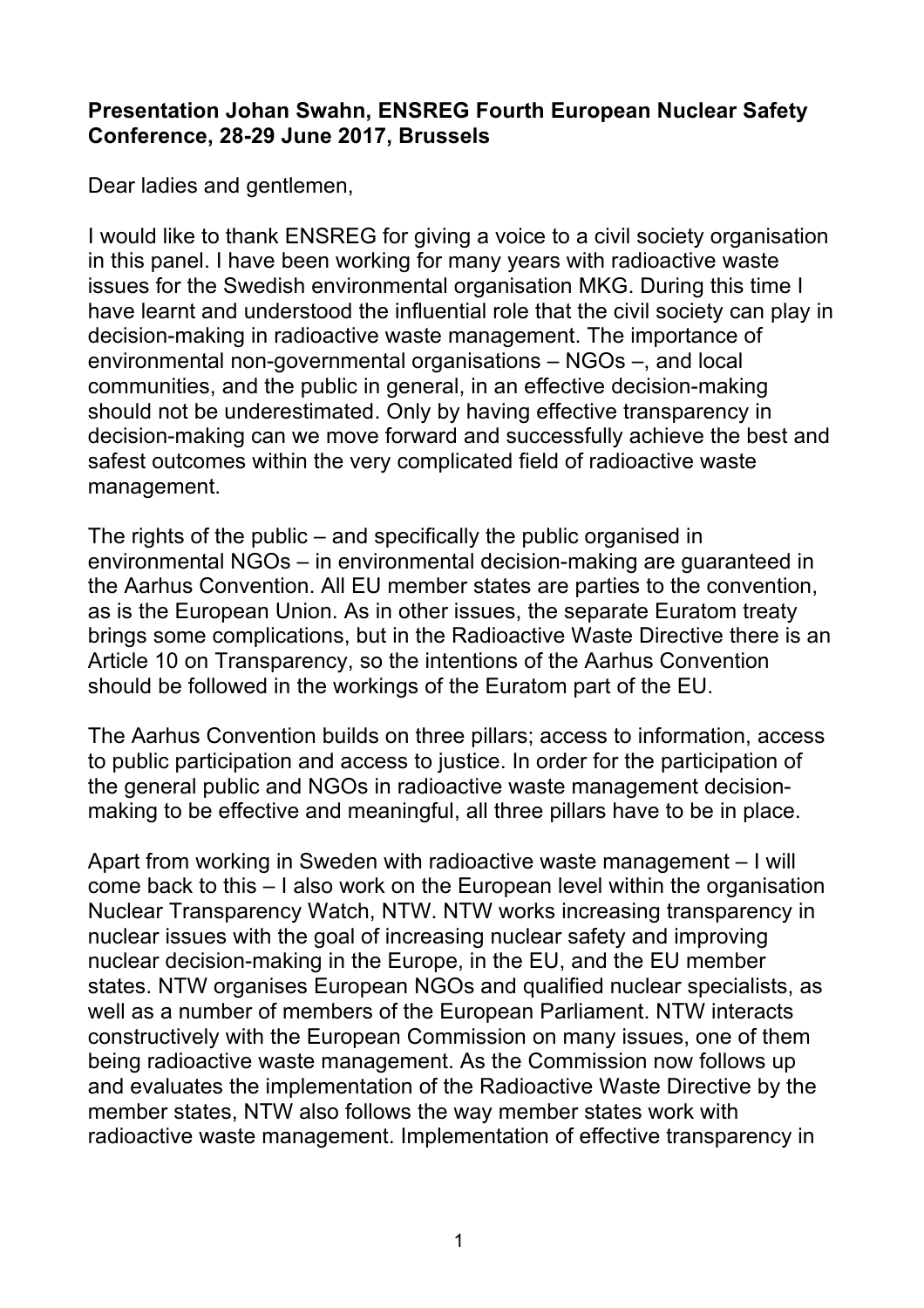**Presentation Johan Swahn, ENSREG Fourth European Nuclear Safety Conference, 28-29 June 2017, Brussels**

Dear ladies and gentlemen,

I would like to thank ENSREG for giving a voice to a civil society organisation in this panel. I have been working for many years with radioactive waste issues for the Swedish environmental organisation MKG. During this time I have learnt and understood the influential role that the civil society can play in decision-making in radioactive waste management. The importance of environmental non-governmental organisations – NGOs –, and local communities, and the public in general, in an effective decision-making should not be underestimated. Only by having effective transparency in decision-making can we move forward and successfully achieve the best and safest outcomes within the very complicated field of radioactive waste management.

The rights of the public – and specifically the public organised in environmental NGOs – in environmental decision-making are guaranteed in the Aarhus Convention. All EU member states are parties to the convention, as is the European Union. As in other issues, the separate Euratom treaty brings some complications, but in the Radioactive Waste Directive there is an Article 10 on Transparency, so the intentions of the Aarhus Convention should be followed in the workings of the Euratom part of the EU.

The Aarhus Convention builds on three pillars; access to information, access to public participation and access to justice. In order for the participation of the general public and NGOs in radioactive waste management decision-making to be effective and meaningful, all three pillars have to be in place.

Apart from working in Sweden with radioactive waste management – I will come back to this – I also work on the European level within the organisation Nuclear Transparency Watch, NTW. NTW works increasing transparency in nuclear issues with the goal of increasing nuclear safety and improving nuclear decision-making in the Europe, in the EU, and the EU member states. NTW organises European NGOs and qualified nuclear specialists, as well as a number of members of the European Parliament. NTW interacts constructively with the European Commission on many issues, one of them being radioactive waste management. As the Commission now follows up and evaluates the implementation of the Radioactive Waste Directive by the member states, NTW also follows the way member states work with radioactive waste management. Implementation of effective transparency in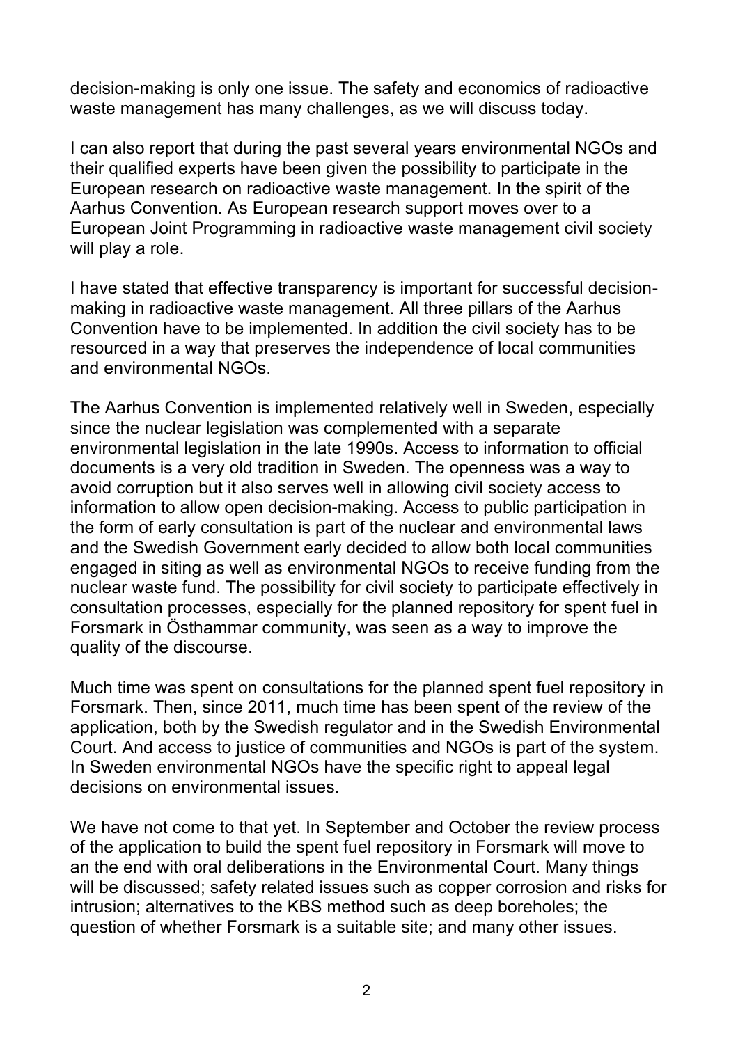decision-making is only one issue. The safety and economics of radioactive waste management has many challenges, as we will discuss today.

I can also report that during the past several years environmental NGOs and their qualified experts have been given the possibility to participate in the European research on radioactive waste management. In the spirit of the Aarhus Convention. As European research support moves over to a European Joint Programming in radioactive waste management civil society will play a role.

I have stated that effective transparency is important for successful decision-making in radioactive waste management. All three pillars of the Aarhus Convention have to be implemented. In addition the civil society has to be resourced in a way that preserves the independence of local communities and environmental NGOs.

The Aarhus Convention is implemented relatively well in Sweden, especially since the nuclear legislation was complemented with a separate environmental legislation in the late 1990s. Access to information to official documents is a very old tradition in Sweden. The openness was a way to avoid corruption but it also serves well in allowing civil society access to information to allow open decision-making. Access to public participation in the form of early consultation is part of the nuclear and environmental laws and the Swedish Government early decided to allow both local communities engaged in siting as well as environmental NGOs to receive funding from the nuclear waste fund. The possibility for civil society to participate effectively in consultation processes, especially for the planned repository for spent fuel in Forsmark in Östhammar community, was seen as a way to improve the quality of the discourse.

Much time was spent on consultations for the planned spent fuel repository in Forsmark. Then, since 2011, much time has been spent of the review of the application, both by the Swedish regulator and in the Swedish Environmental Court. And access to justice of communities and NGOs is part of the system. In Sweden environmental NGOs have the specific right to appeal legal decisions on environmental issues.

We have not come to that yet. In September and October the review process of the application to build the spent fuel repository in Forsmark will move to an the end with oral deliberations in the Environmental Court. Many things will be discussed; safety related issues such as copper corrosion and risks for intrusion; alternatives to the KBS method such as deep boreholes; the question of whether Forsmark is a suitable site; and many other issues.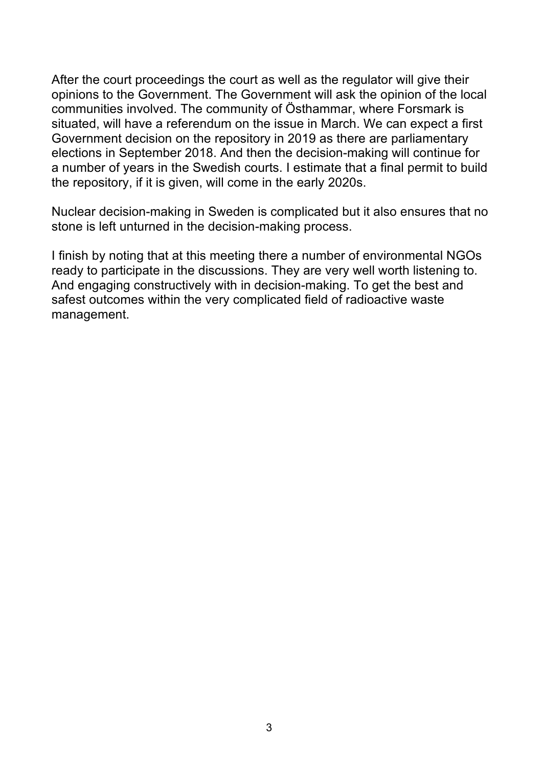After the court proceedings the court as well as the regulator will give their opinions to the Government. The Government will ask the opinion of the local communities involved. The community of Östhammar, where Forsmark is situated, will have a referendum on the issue in March. We can expect a first Government decision on the repository in 2019 as there are parliamentary elections in September 2018. And then the decision-making will continue for a number of years in the Swedish courts. I estimate that a final permit to build the repository, if it is given, will come in the early 2020s.

Nuclear decision-making in Sweden is complicated but it also ensures that no stone is left unturned in the decision-making process.

I finish by noting that at this meeting there a number of environmental NGOs ready to participate in the discussions. They are very well worth listening to. And engaging constructively with in decision-making. To get the best and safest outcomes within the very complicated field of radioactive waste management.